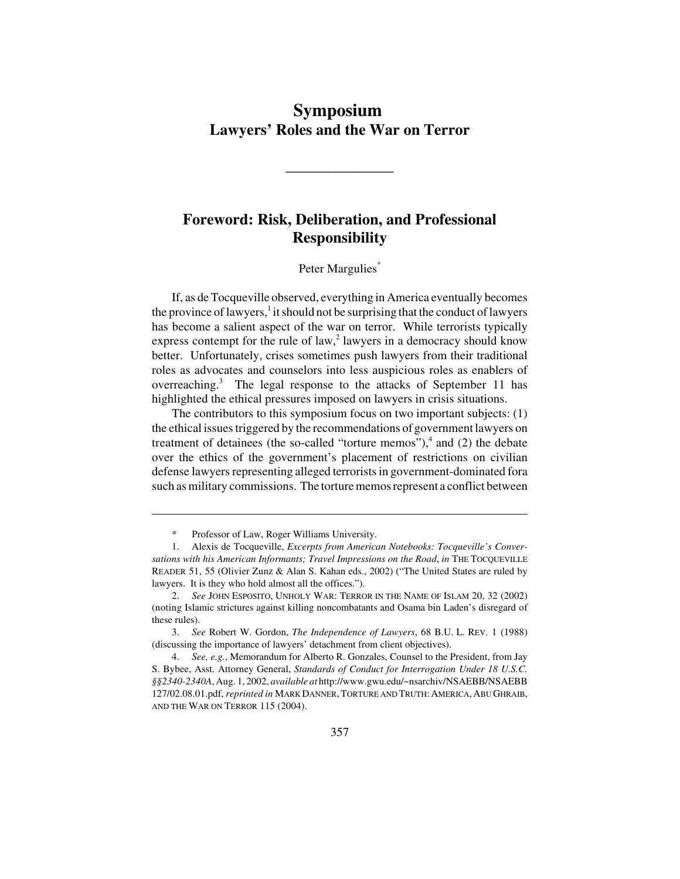# Symposium
## Lawyers' Roles and the War on Terror

---

## Foreword: Risk, Deliberation, and Professional Responsibility

Peter Margulies*

If, as de Tocqueville observed, everything in America eventually becomes the province of lawyers,[1] it should not be surprising that the conduct of lawyers has become a salient aspect of the war on terror. While terrorists typically express contempt for the rule of law,[2] lawyers in a democracy should know better. Unfortunately, crises sometimes push lawyers from their traditional roles as advocates and counselors into less auspicious roles as enablers of overreaching.[3] The legal response to the attacks of September 11 has highlighted the ethical pressures imposed on lawyers in crisis situations.

The contributors to this symposium focus on two important subjects: (1) the ethical issues triggered by the recommendations of government lawyers on treatment of detainees (the so-called "torture memos"),[4] and (2) the debate over the ethics of the government's placement of restrictions on civilian defense lawyers representing alleged terrorists in government-dominated fora such as military commissions. The torture memos represent a conflict between

---

\* Professor of Law, Roger Williams University.

1. Alexis de Tocqueville, *Excerpts from American Notebooks: Tocqueville's Conversations with his American Informants; Travel Impressions on the Road*, *in* THE TOCQUEVILLE READER 51, 55 (Olivier Zunz & Alan S. Kahan eds., 2002) ("The United States are ruled by lawyers. It is they who hold almost all the offices.").

2. *See* JOHN ESPOSITO, UNHOLY WAR: TERROR IN THE NAME OF ISLAM 20, 32 (2002) (noting Islamic strictures against killing noncombatants and Osama bin Laden's disregard of these rules).

3. *See* Robert W. Gordon, *The Independence of Lawyers*, 68 B.U. L. REV. 1 (1988) (discussing the importance of lawyers' detachment from client objectives).

4. *See, e.g.*, Memorandum for Alberto R. Gonzales, Counsel to the President, from Jay S. Bybee, Asst. Attorney General, *Standards of Conduct for Interrogation Under 18 U.S.C. §§2340-2340A*, Aug. 1, 2002, *available at* http://www.gwu.edu/~nsarchiv/NSAEBB/NSAEBB127/02.08.01.pdf, *reprinted in* MARK DANNER, TORTURE AND TRUTH: AMERICA, ABU GHRAIB, AND THE WAR ON TERROR 115 (2004).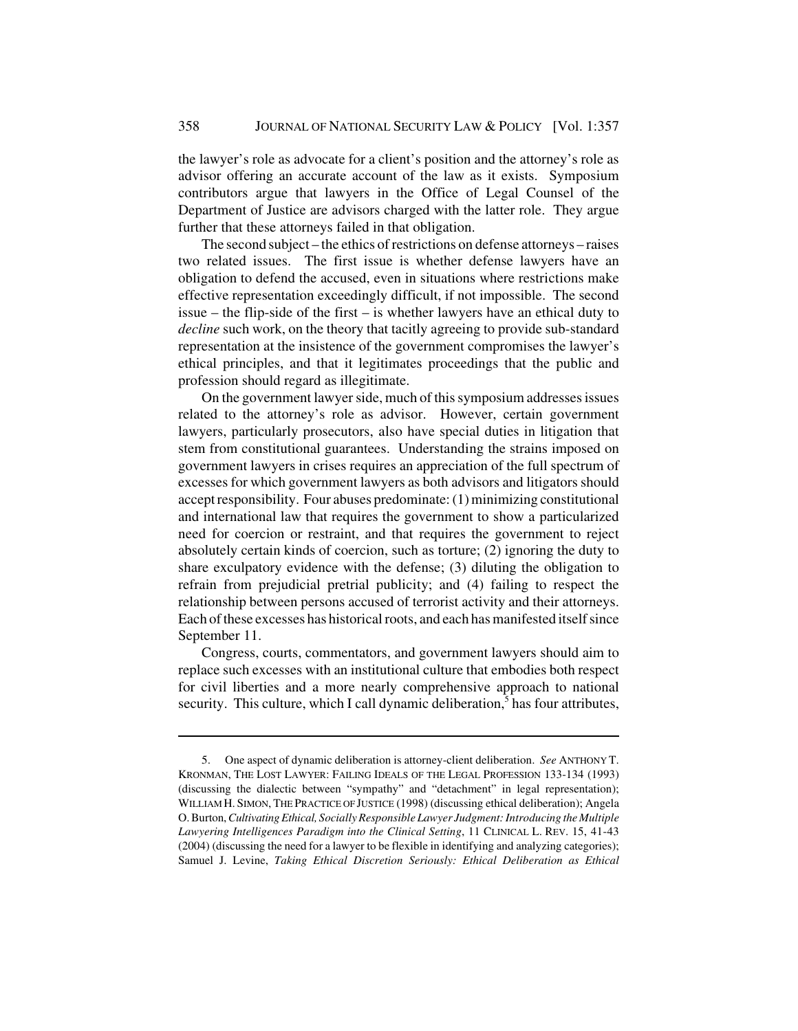the lawyer's role as advocate for a client's position and the attorney's role as advisor offering an accurate account of the law as it exists. Symposium contributors argue that lawyers in the Office of Legal Counsel of the Department of Justice are advisors charged with the latter role. They argue further that these attorneys failed in that obligation.

The second subject – the ethics of restrictions on defense attorneys – raises two related issues. The first issue is whether defense lawyers have an obligation to defend the accused, even in situations where restrictions make effective representation exceedingly difficult, if not impossible. The second issue – the flip-side of the first – is whether lawyers have an ethical duty to *decline* such work, on the theory that tacitly agreeing to provide sub-standard representation at the insistence of the government compromises the lawyer's ethical principles, and that it legitimates proceedings that the public and profession should regard as illegitimate.

On the government lawyer side, much of this symposium addresses issues related to the attorney's role as advisor. However, certain government lawyers, particularly prosecutors, also have special duties in litigation that stem from constitutional guarantees. Understanding the strains imposed on government lawyers in crises requires an appreciation of the full spectrum of excesses for which government lawyers as both advisors and litigators should accept responsibility. Four abuses predominate: (1) minimizing constitutional and international law that requires the government to show a particularized need for coercion or restraint, and that requires the government to reject absolutely certain kinds of coercion, such as torture; (2) ignoring the duty to share exculpatory evidence with the defense; (3) diluting the obligation to refrain from prejudicial pretrial publicity; and (4) failing to respect the relationship between persons accused of terrorist activity and their attorneys. Each of these excesses has historical roots, and each has manifested itself since September 11.

Congress, courts, commentators, and government lawyers should aim to replace such excesses with an institutional culture that embodies both respect for civil liberties and a more nearly comprehensive approach to national security. This culture, which I call dynamic deliberation,[5] has four attributes,

---

5. One aspect of dynamic deliberation is attorney-client deliberation. *See* ANTHONY T. KRONMAN, THE LOST LAWYER: FAILING IDEALS OF THE LEGAL PROFESSION 133-134 (1993) (discussing the dialectic between "sympathy" and "detachment" in legal representation); WILLIAM H. SIMON, THE PRACTICE OF JUSTICE (1998) (discussing ethical deliberation); Angela O. Burton, *Cultivating Ethical, Socially Responsible Lawyer Judgment: Introducing the Multiple Lawyering Intelligences Paradigm into the Clinical Setting*, 11 CLINICAL L. REV. 15, 41-43 (2004) (discussing the need for a lawyer to be flexible in identifying and analyzing categories); Samuel J. Levine, *Taking Ethical Discretion Seriously: Ethical Deliberation as Ethical*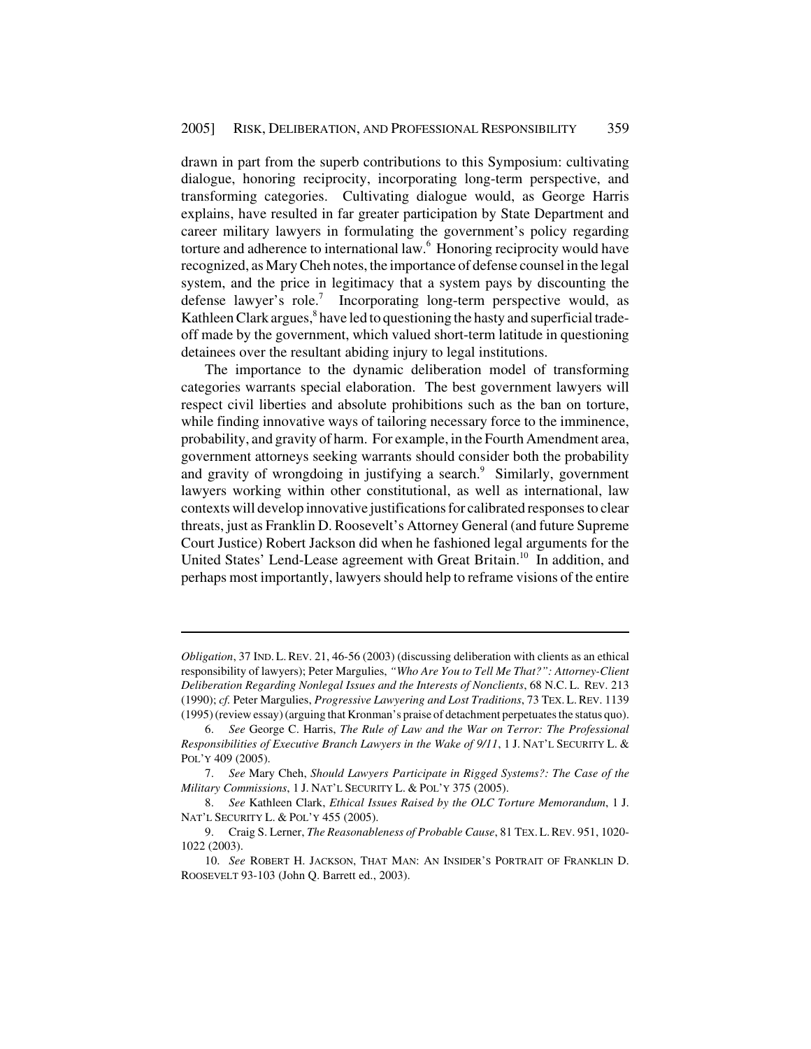drawn in part from the superb contributions to this Symposium: cultivating dialogue, honoring reciprocity, incorporating long-term perspective, and transforming categories. Cultivating dialogue would, as George Harris explains, have resulted in far greater participation by State Department and career military lawyers in formulating the government's policy regarding torture and adherence to international law.[6] Honoring reciprocity would have recognized, as Mary Cheh notes, the importance of defense counsel in the legal system, and the price in legitimacy that a system pays by discounting the defense lawyer's role.[7] Incorporating long-term perspective would, as Kathleen Clark argues,[8] have led to questioning the hasty and superficial trade-off made by the government, which valued short-term latitude in questioning detainees over the resultant abiding injury to legal institutions.

The importance to the dynamic deliberation model of transforming categories warrants special elaboration. The best government lawyers will respect civil liberties and absolute prohibitions such as the ban on torture, while finding innovative ways of tailoring necessary force to the imminence, probability, and gravity of harm. For example, in the Fourth Amendment area, government attorneys seeking warrants should consider both the probability and gravity of wrongdoing in justifying a search.[9] Similarly, government lawyers working within other constitutional, as well as international, law contexts will develop innovative justifications for calibrated responses to clear threats, just as Franklin D. Roosevelt's Attorney General (and future Supreme Court Justice) Robert Jackson did when he fashioned legal arguments for the United States' Lend-Lease agreement with Great Britain.[10] In addition, and perhaps most importantly, lawyers should help to reframe visions of the entire

---

*Obligation*, 37 IND. L. REV. 21, 46-56 (2003) (discussing deliberation with clients as an ethical responsibility of lawyers); Peter Margulies, *"Who Are You to Tell Me That?": Attorney-Client Deliberation Regarding Nonlegal Issues and the Interests of Nonclients*, 68 N.C. L. REV. 213 (1990); *cf.* Peter Margulies, *Progressive Lawyering and Lost Traditions*, 73 TEX. L. REV. 1139 (1995) (review essay) (arguing that Kronman's praise of detachment perpetuates the status quo).

6. *See* George C. Harris, *The Rule of Law and the War on Terror: The Professional Responsibilities of Executive Branch Lawyers in the Wake of 9/11*, 1 J. NAT'L SECURITY L. & POL'Y 409 (2005).

7. *See* Mary Cheh, *Should Lawyers Participate in Rigged Systems?: The Case of the Military Commissions*, 1 J. NAT'L SECURITY L. & POL'Y 375 (2005).

8. *See* Kathleen Clark, *Ethical Issues Raised by the OLC Torture Memorandum*, 1 J. NAT'L SECURITY L. & POL'Y 455 (2005).

9. Craig S. Lerner, *The Reasonableness of Probable Cause*, 81 TEX. L. REV. 951, 1020-1022 (2003).

10. *See* ROBERT H. JACKSON, THAT MAN: AN INSIDER'S PORTRAIT OF FRANKLIN D. ROOSEVELT 93-103 (John Q. Barrett ed., 2003).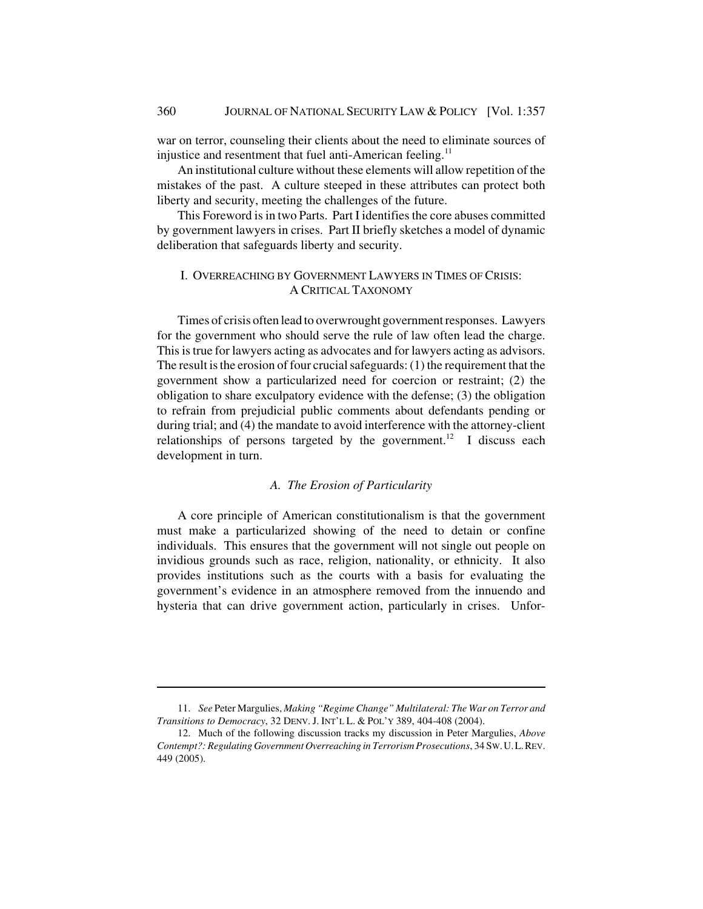war on terror, counseling their clients about the need to eliminate sources of injustice and resentment that fuel anti-American feeling.[11]

An institutional culture without these elements will allow repetition of the mistakes of the past. A culture steeped in these attributes can protect both liberty and security, meeting the challenges of the future.

This Foreword is in two Parts. Part I identifies the core abuses committed by government lawyers in crises. Part II briefly sketches a model of dynamic deliberation that safeguards liberty and security.

## I. OVERREACHING BY GOVERNMENT LAWYERS IN TIMES OF CRISIS: A CRITICAL TAXONOMY

Times of crisis often lead to overwrought government responses. Lawyers for the government who should serve the rule of law often lead the charge. This is true for lawyers acting as advocates and for lawyers acting as advisors. The result is the erosion of four crucial safeguards: (1) the requirement that the government show a particularized need for coercion or restraint; (2) the obligation to share exculpatory evidence with the defense; (3) the obligation to refrain from prejudicial public comments about defendants pending or during trial; and (4) the mandate to avoid interference with the attorney-client relationships of persons targeted by the government.[12] I discuss each development in turn.

### *A. The Erosion of Particularity*

A core principle of American constitutionalism is that the government must make a particularized showing of the need to detain or confine individuals. This ensures that the government will not single out people on invidious grounds such as race, religion, nationality, or ethnicity. It also provides institutions such as the courts with a basis for evaluating the government's evidence in an atmosphere removed from the innuendo and hysteria that can drive government action, particularly in crises. Unfor-

---

11. *See* Peter Margulies, *Making "Regime Change" Multilateral: The War on Terror and Transitions to Democracy*, 32 DENV. J. INT'L L. & POL'Y 389, 404-408 (2004).

12. Much of the following discussion tracks my discussion in Peter Margulies, *Above Contempt?: Regulating Government Overreaching in Terrorism Prosecutions*, 34 SW. U. L. REV. 449 (2005).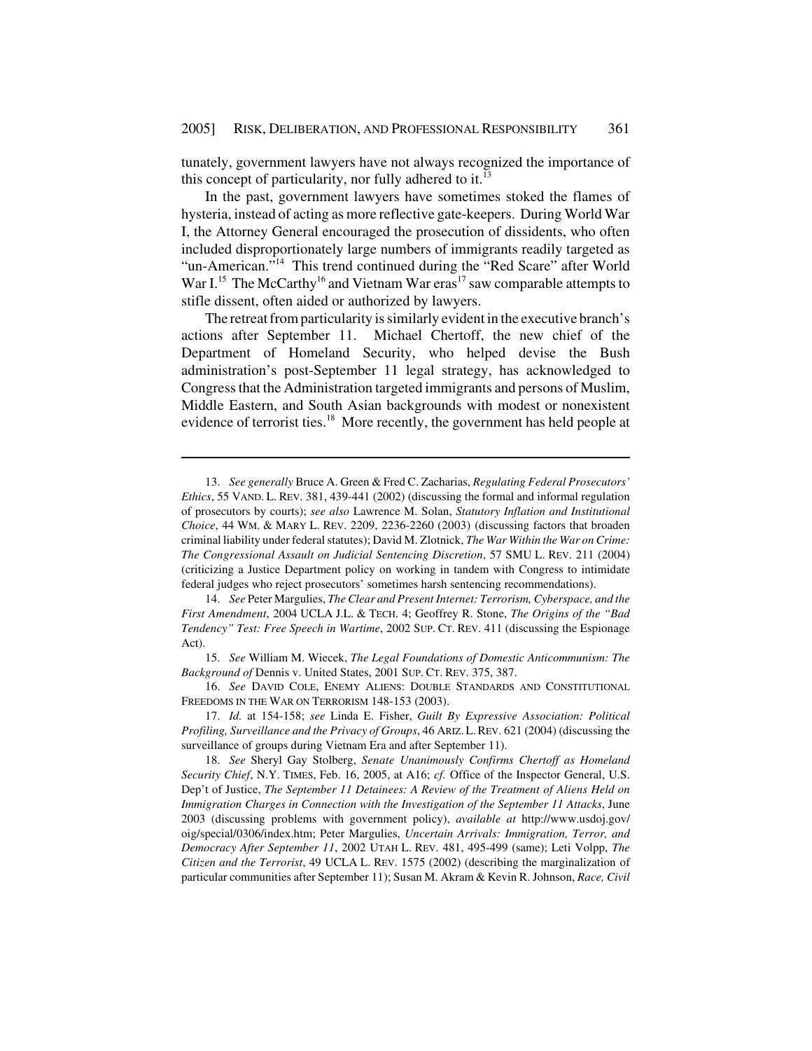tunately, government lawyers have not always recognized the importance of this concept of particularity, nor fully adhered to it.[13]

In the past, government lawyers have sometimes stoked the flames of hysteria, instead of acting as more reflective gate-keepers. During World War I, the Attorney General encouraged the prosecution of dissidents, who often included disproportionately large numbers of immigrants readily targeted as "un-American."[14] This trend continued during the "Red Scare" after World War I.[15] The McCarthy[16] and Vietnam War eras[17] saw comparable attempts to stifle dissent, often aided or authorized by lawyers.

The retreat from particularity is similarly evident in the executive branch's actions after September 11. Michael Chertoff, the new chief of the Department of Homeland Security, who helped devise the Bush administration's post-September 11 legal strategy, has acknowledged to Congress that the Administration targeted immigrants and persons of Muslim, Middle Eastern, and South Asian backgrounds with modest or nonexistent evidence of terrorist ties.[18] More recently, the government has held people at

---

13. *See generally* Bruce A. Green & Fred C. Zacharias, *Regulating Federal Prosecutors' Ethics*, 55 VAND. L. REV. 381, 439-441 (2002) (discussing the formal and informal regulation of prosecutors by courts); *see also* Lawrence M. Solan, *Statutory Inflation and Institutional Choice*, 44 WM. & MARY L. REV. 2209, 2236-2260 (2003) (discussing factors that broaden criminal liability under federal statutes); David M. Zlotnick, *The War Within the War on Crime: The Congressional Assault on Judicial Sentencing Discretion*, 57 SMU L. REV. 211 (2004) (criticizing a Justice Department policy on working in tandem with Congress to intimidate federal judges who reject prosecutors' sometimes harsh sentencing recommendations).

14. *See* Peter Margulies, *The Clear and Present Internet: Terrorism, Cyberspace, and the First Amendment*, 2004 UCLA J.L. & TECH. 4; Geoffrey R. Stone, *The Origins of the "Bad Tendency" Test: Free Speech in Wartime*, 2002 SUP. CT. REV. 411 (discussing the Espionage Act).

15. *See* William M. Wiecek, *The Legal Foundations of Domestic Anticommunism: The Background of* Dennis v. United States, 2001 SUP. CT. REV. 375, 387.

16. *See* DAVID COLE, ENEMY ALIENS: DOUBLE STANDARDS AND CONSTITUTIONAL FREEDOMS IN THE WAR ON TERRORISM 148-153 (2003).

17. *Id.* at 154-158; *see* Linda E. Fisher, *Guilt By Expressive Association: Political Profiling, Surveillance and the Privacy of Groups*, 46 ARIZ. L. REV. 621 (2004) (discussing the surveillance of groups during Vietnam Era and after September 11).

18. *See* Sheryl Gay Stolberg, *Senate Unanimously Confirms Chertoff as Homeland Security Chief*, N.Y. TIMES, Feb. 16, 2005, at A16; *cf.* Office of the Inspector General, U.S. Dep't of Justice, *The September 11 Detainees: A Review of the Treatment of Aliens Held on Immigration Charges in Connection with the Investigation of the September 11 Attacks*, June 2003 (discussing problems with government policy), *available at* http://www.usdoj.gov/oig/special/0306/index.htm; Peter Margulies, *Uncertain Arrivals: Immigration, Terror, and Democracy After September 11*, 2002 UTAH L. REV. 481, 495-499 (same); Leti Volpp, *The Citizen and the Terrorist*, 49 UCLA L. REV. 1575 (2002) (describing the marginalization of particular communities after September 11); Susan M. Akram & Kevin R. Johnson, *Race, Civil*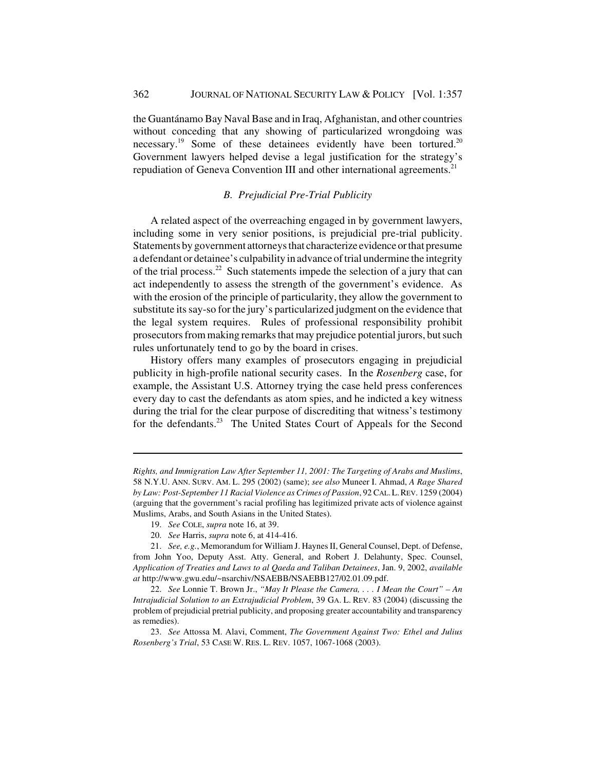the Guantánamo Bay Naval Base and in Iraq, Afghanistan, and other countries without conceding that any showing of particularized wrongdoing was necessary.[19] Some of these detainees evidently have been tortured.[20] Government lawyers helped devise a legal justification for the strategy's repudiation of Geneva Convention III and other international agreements.[21]

### *B. Prejudicial Pre-Trial Publicity*

A related aspect of the overreaching engaged in by government lawyers, including some in very senior positions, is prejudicial pre-trial publicity. Statements by government attorneys that characterize evidence or that presume a defendant or detainee's culpability in advance of trial undermine the integrity of the trial process.[22] Such statements impede the selection of a jury that can act independently to assess the strength of the government's evidence. As with the erosion of the principle of particularity, they allow the government to substitute its say-so for the jury's particularized judgment on the evidence that the legal system requires. Rules of professional responsibility prohibit prosecutors from making remarks that may prejudice potential jurors, but such rules unfortunately tend to go by the board in crises.

History offers many examples of prosecutors engaging in prejudicial publicity in high-profile national security cases. In the *Rosenberg* case, for example, the Assistant U.S. Attorney trying the case held press conferences every day to cast the defendants as atom spies, and he indicted a key witness during the trial for the clear purpose of discrediting that witness's testimony for the defendants.[23] The United States Court of Appeals for the Second

---

*Rights, and Immigration Law After September 11, 2001: The Targeting of Arabs and Muslims*, 58 N.Y.U. ANN. SURV. AM. L. 295 (2002) (same); *see also* Muneer I. Ahmad, *A Rage Shared by Law: Post-September 11 Racial Violence as Crimes of Passion*, 92 CAL. L. REV. 1259 (2004) (arguing that the government's racial profiling has legitimized private acts of violence against Muslims, Arabs, and South Asians in the United States).

19. *See* COLE, *supra* note 16, at 39.

20. *See* Harris, *supra* note 6, at 414-416.

21. *See, e.g.*, Memorandum for William J. Haynes II, General Counsel, Dept. of Defense, from John Yoo, Deputy Asst. Atty. General, and Robert J. Delahunty, Spec. Counsel, *Application of Treaties and Laws to al Qaeda and Taliban Detainees*, Jan. 9, 2002, *available at* http://www.gwu.edu/~nsarchiv/NSAEBB/NSAEBB127/02.01.09.pdf.

22. *See* Lonnie T. Brown Jr., *"May It Please the Camera, . . . I Mean the Court" – An Intrajudicial Solution to an Extrajudicial Problem*, 39 GA. L. REV. 83 (2004) (discussing the problem of prejudicial pretrial publicity, and proposing greater accountability and transparency as remedies).

23. *See* Attossa M. Alavi, Comment, *The Government Against Two: Ethel and Julius Rosenberg's Trial*, 53 CASE W. RES. L. REV. 1057, 1067-1068 (2003).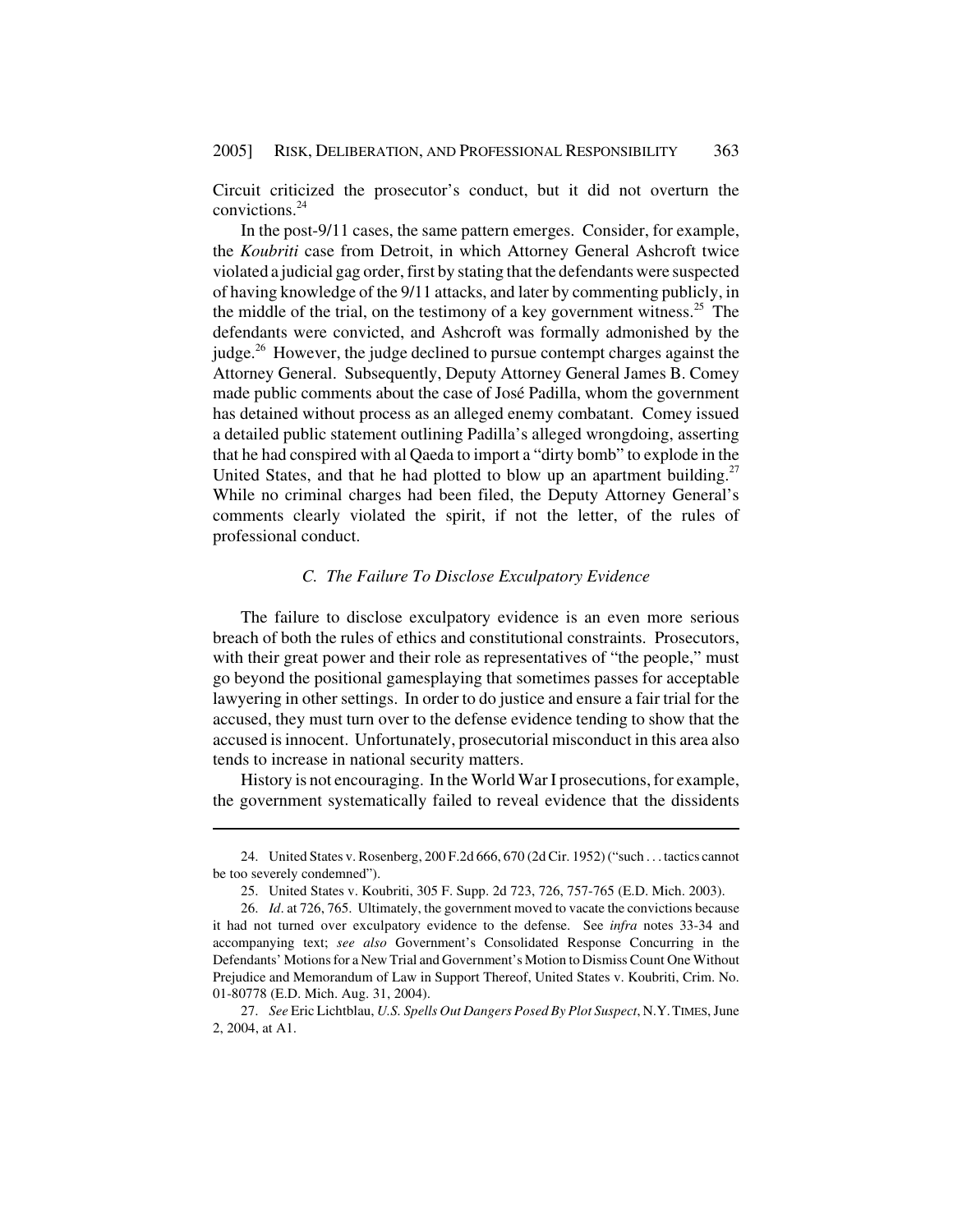Circuit criticized the prosecutor's conduct, but it did not overturn the convictions.[24]

In the post-9/11 cases, the same pattern emerges. Consider, for example, the *Koubriti* case from Detroit, in which Attorney General Ashcroft twice violated a judicial gag order, first by stating that the defendants were suspected of having knowledge of the 9/11 attacks, and later by commenting publicly, in the middle of the trial, on the testimony of a key government witness.[25] The defendants were convicted, and Ashcroft was formally admonished by the judge.[26] However, the judge declined to pursue contempt charges against the Attorney General. Subsequently, Deputy Attorney General James B. Comey made public comments about the case of José Padilla, whom the government has detained without process as an alleged enemy combatant. Comey issued a detailed public statement outlining Padilla's alleged wrongdoing, asserting that he had conspired with al Qaeda to import a "dirty bomb" to explode in the United States, and that he had plotted to blow up an apartment building.[27] While no criminal charges had been filed, the Deputy Attorney General's comments clearly violated the spirit, if not the letter, of the rules of professional conduct.

### *C. The Failure To Disclose Exculpatory Evidence*

The failure to disclose exculpatory evidence is an even more serious breach of both the rules of ethics and constitutional constraints. Prosecutors, with their great power and their role as representatives of "the people," must go beyond the positional gamesplaying that sometimes passes for acceptable lawyering in other settings. In order to do justice and ensure a fair trial for the accused, they must turn over to the defense evidence tending to show that the accused is innocent. Unfortunately, prosecutorial misconduct in this area also tends to increase in national security matters.

History is not encouraging. In the World War I prosecutions, for example, the government systematically failed to reveal evidence that the dissidents

---

24. United States v. Rosenberg, 200 F.2d 666, 670 (2d Cir. 1952) ("such . . . tactics cannot be too severely condemned").

25. United States v. Koubriti, 305 F. Supp. 2d 723, 726, 757-765 (E.D. Mich. 2003).

26. *Id*. at 726, 765. Ultimately, the government moved to vacate the convictions because it had not turned over exculpatory evidence to the defense. See *infra* notes 33-34 and accompanying text; *see also* Government's Consolidated Response Concurring in the Defendants' Motions for a New Trial and Government's Motion to Dismiss Count One Without Prejudice and Memorandum of Law in Support Thereof, United States v. Koubriti, Crim. No. 01-80778 (E.D. Mich. Aug. 31, 2004).

27. *See* Eric Lichtblau, *U.S. Spells Out Dangers Posed By Plot Suspect*, N.Y. TIMES, June 2, 2004, at A1.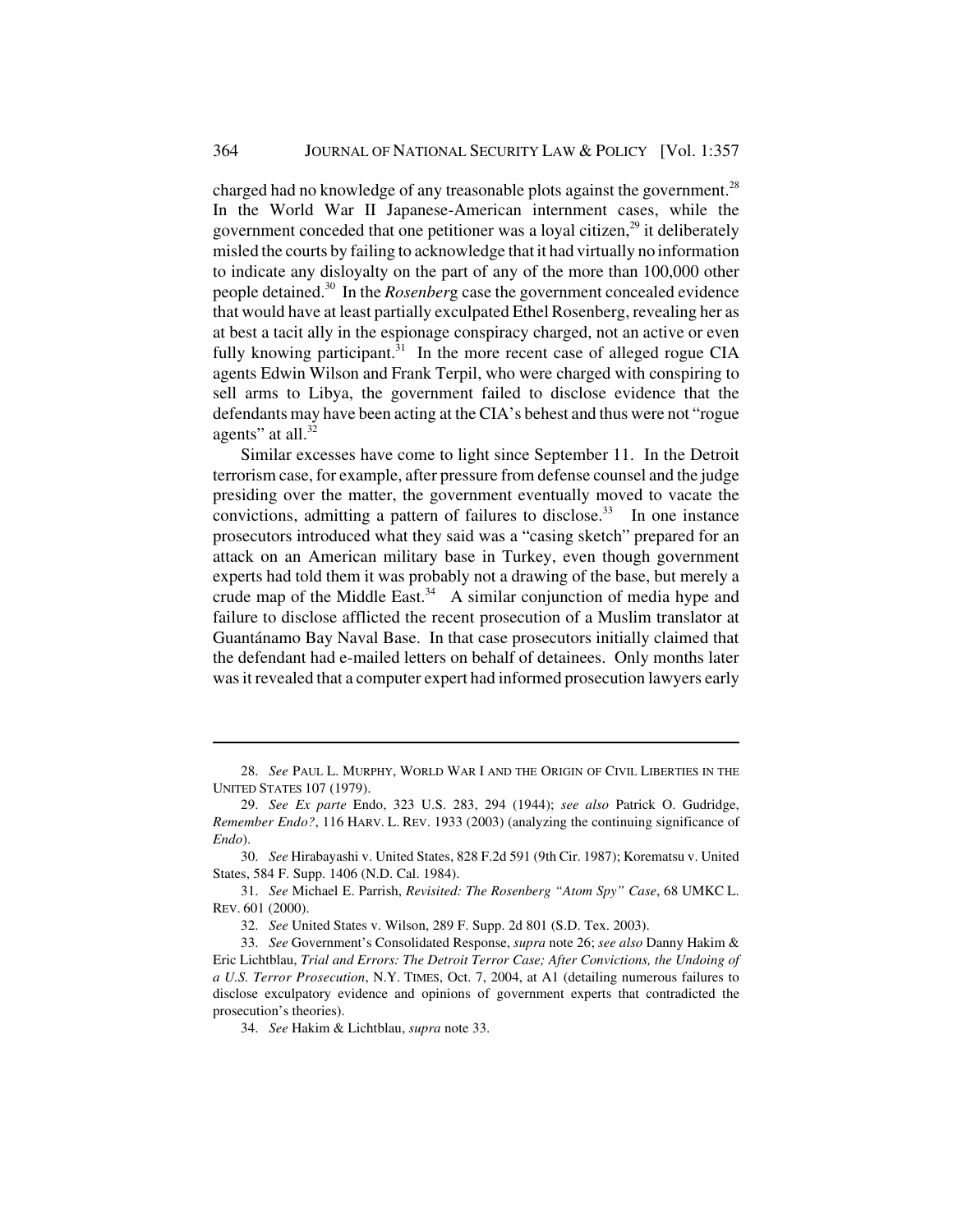charged had no knowledge of any treasonable plots against the government.[28] In the World War II Japanese-American internment cases, while the government conceded that one petitioner was a loyal citizen,[29] it deliberately misled the courts by failing to acknowledge that it had virtually no information to indicate any disloyalty on the part of any of the more than 100,000 other people detained.[30] In the *Rosenberg* case the government concealed evidence that would have at least partially exculpated Ethel Rosenberg, revealing her as at best a tacit ally in the espionage conspiracy charged, not an active or even fully knowing participant.[31] In the more recent case of alleged rogue CIA agents Edwin Wilson and Frank Terpil, who were charged with conspiring to sell arms to Libya, the government failed to disclose evidence that the defendants may have been acting at the CIA's behest and thus were not "rogue agents" at all.[32]

Similar excesses have come to light since September 11. In the Detroit terrorism case, for example, after pressure from defense counsel and the judge presiding over the matter, the government eventually moved to vacate the convictions, admitting a pattern of failures to disclose.[33] In one instance prosecutors introduced what they said was a "casing sketch" prepared for an attack on an American military base in Turkey, even though government experts had told them it was probably not a drawing of the base, but merely a crude map of the Middle East.[34] A similar conjunction of media hype and failure to disclose afflicted the recent prosecution of a Muslim translator at Guantánamo Bay Naval Base. In that case prosecutors initially claimed that the defendant had e-mailed letters on behalf of detainees. Only months later was it revealed that a computer expert had informed prosecution lawyers early

---

28. *See* PAUL L. MURPHY, WORLD WAR I AND THE ORIGIN OF CIVIL LIBERTIES IN THE UNITED STATES 107 (1979).

29. *See Ex parte* Endo, 323 U.S. 283, 294 (1944); *see also* Patrick O. Gudridge, *Remember Endo?*, 116 HARV. L. REV. 1933 (2003) (analyzing the continuing significance of *Endo*).

30. *See* Hirabayashi v. United States, 828 F.2d 591 (9th Cir. 1987); Korematsu v. United States, 584 F. Supp. 1406 (N.D. Cal. 1984).

31. *See* Michael E. Parrish, *Revisited: The Rosenberg "Atom Spy" Case*, 68 UMKC L. REV. 601 (2000).

32. *See* United States v. Wilson, 289 F. Supp. 2d 801 (S.D. Tex. 2003).

33. *See* Government's Consolidated Response, *supra* note 26; *see also* Danny Hakim & Eric Lichtblau, *Trial and Errors: The Detroit Terror Case; After Convictions, the Undoing of a U.S. Terror Prosecution*, N.Y. TIMES, Oct. 7, 2004, at A1 (detailing numerous failures to disclose exculpatory evidence and opinions of government experts that contradicted the prosecution's theories).

34. *See* Hakim & Lichtblau, *supra* note 33.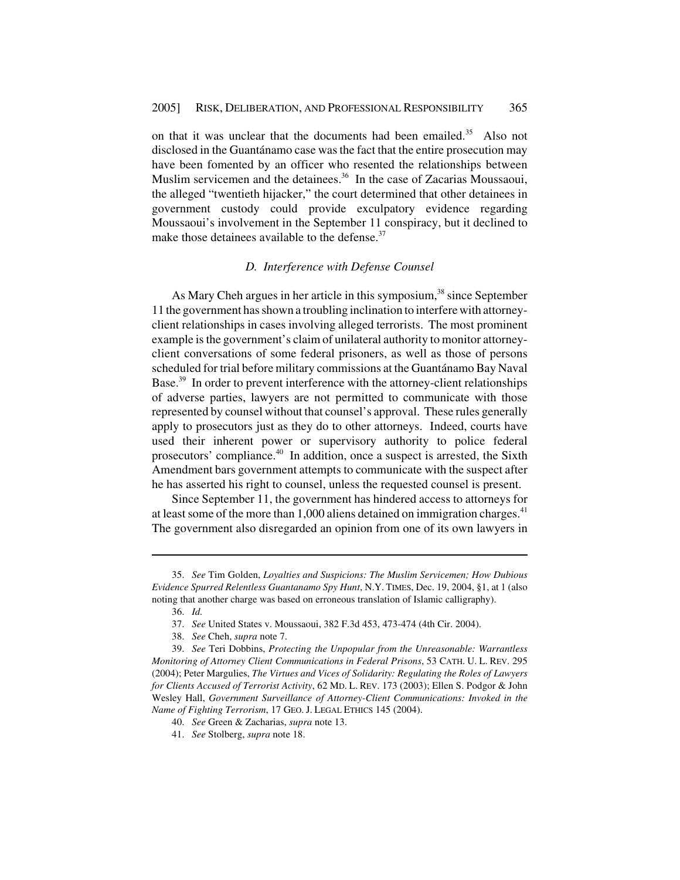on that it was unclear that the documents had been emailed.[35] Also not disclosed in the Guantánamo case was the fact that the entire prosecution may have been fomented by an officer who resented the relationships between Muslim servicemen and the detainees.[36] In the case of Zacarias Moussaoui, the alleged "twentieth hijacker," the court determined that other detainees in government custody could provide exculpatory evidence regarding Moussaoui's involvement in the September 11 conspiracy, but it declined to make those detainees available to the defense.[37]

### *D. Interference with Defense Counsel*

As Mary Cheh argues in her article in this symposium,[38] since September 11 the government has shown a troubling inclination to interfere with attorney-client relationships in cases involving alleged terrorists. The most prominent example is the government's claim of unilateral authority to monitor attorney-client conversations of some federal prisoners, as well as those of persons scheduled for trial before military commissions at the Guantánamo Bay Naval Base.[39] In order to prevent interference with the attorney-client relationships of adverse parties, lawyers are not permitted to communicate with those represented by counsel without that counsel's approval. These rules generally apply to prosecutors just as they do to other attorneys. Indeed, courts have used their inherent power or supervisory authority to police federal prosecutors' compliance.[40] In addition, once a suspect is arrested, the Sixth Amendment bars government attempts to communicate with the suspect after he has asserted his right to counsel, unless the requested counsel is present.

Since September 11, the government has hindered access to attorneys for at least some of the more than 1,000 aliens detained on immigration charges.[41] The government also disregarded an opinion from one of its own lawyers in

---

35. *See* Tim Golden, *Loyalties and Suspicions: The Muslim Servicemen; How Dubious Evidence Spurred Relentless Guantanamo Spy Hunt*, N.Y. TIMES, Dec. 19, 2004, §1, at 1 (also noting that another charge was based on erroneous translation of Islamic calligraphy).

36. *Id.*

37. *See* United States v. Moussaoui, 382 F.3d 453, 473-474 (4th Cir. 2004).

38. *See* Cheh, *supra* note 7.

39. *See* Teri Dobbins, *Protecting the Unpopular from the Unreasonable: Warrantless Monitoring of Attorney Client Communications in Federal Prisons*, 53 CATH. U. L. REV. 295 (2004); Peter Margulies, *The Virtues and Vices of Solidarity: Regulating the Roles of Lawyers for Clients Accused of Terrorist Activity*, 62 MD. L. REV. 173 (2003); Ellen S. Podgor & John Wesley Hall, *Government Surveillance of Attorney-Client Communications: Invoked in the Name of Fighting Terrorism*, 17 GEO. J. LEGAL ETHICS 145 (2004).

40. *See* Green & Zacharias, *supra* note 13.

41. *See* Stolberg, *supra* note 18.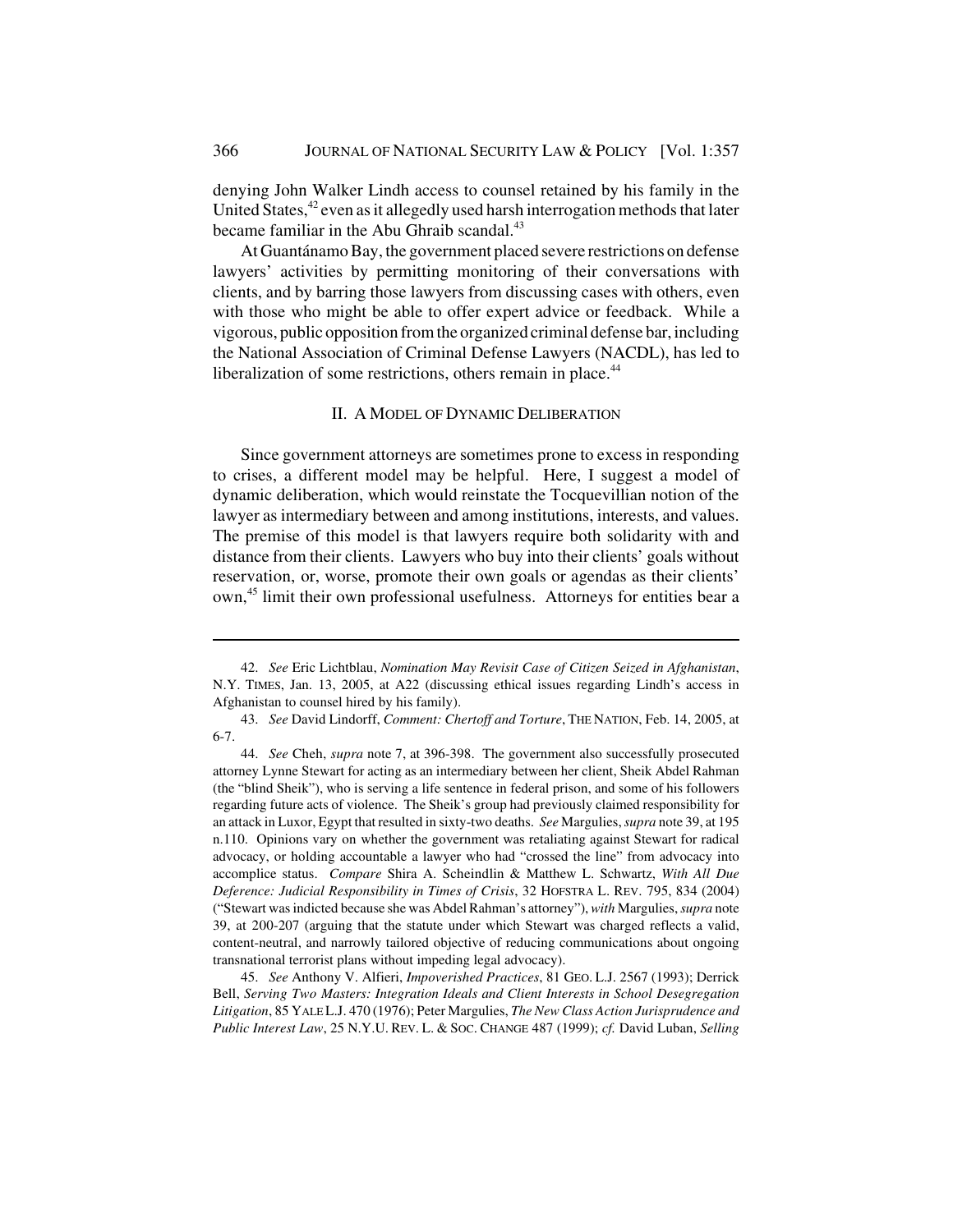denying John Walker Lindh access to counsel retained by his family in the United States,[42] even as it allegedly used harsh interrogation methods that later became familiar in the Abu Ghraib scandal.[43]

At Guantánamo Bay, the government placed severe restrictions on defense lawyers' activities by permitting monitoring of their conversations with clients, and by barring those lawyers from discussing cases with others, even with those who might be able to offer expert advice or feedback. While a vigorous, public opposition from the organized criminal defense bar, including the National Association of Criminal Defense Lawyers (NACDL), has led to liberalization of some restrictions, others remain in place.[44]

## II. A Model of Dynamic Deliberation

Since government attorneys are sometimes prone to excess in responding to crises, a different model may be helpful. Here, I suggest a model of dynamic deliberation, which would reinstate the Tocquevillian notion of the lawyer as intermediary between and among institutions, interests, and values. The premise of this model is that lawyers require both solidarity with and distance from their clients. Lawyers who buy into their clients' goals without reservation, or, worse, promote their own goals or agendas as their clients' own,[45] limit their own professional usefulness. Attorneys for entities bear a

---

42. *See* Eric Lichtblau, *Nomination May Revisit Case of Citizen Seized in Afghanistan*, N.Y. TIMES, Jan. 13, 2005, at A22 (discussing ethical issues regarding Lindh's access in Afghanistan to counsel hired by his family).

43. *See* David Lindorff, *Comment: Chertoff and Torture*, THE NATION, Feb. 14, 2005, at 6-7.

44. *See* Cheh, *supra* note 7, at 396-398. The government also successfully prosecuted attorney Lynne Stewart for acting as an intermediary between her client, Sheik Abdel Rahman (the "blind Sheik"), who is serving a life sentence in federal prison, and some of his followers regarding future acts of violence. The Sheik's group had previously claimed responsibility for an attack in Luxor, Egypt that resulted in sixty-two deaths. *See* Margulies, *supra* note 39, at 195 n.110. Opinions vary on whether the government was retaliating against Stewart for radical advocacy, or holding accountable a lawyer who had "crossed the line" from advocacy into accomplice status. *Compare* Shira A. Scheindlin & Matthew L. Schwartz, *With All Due Deference: Judicial Responsibility in Times of Crisis*, 32 HOFSTRA L. REV. 795, 834 (2004) ("Stewart was indicted because she was Abdel Rahman's attorney"), *with* Margulies, *supra* note 39, at 200-207 (arguing that the statute under which Stewart was charged reflects a valid, content-neutral, and narrowly tailored objective of reducing communications about ongoing transnational terrorist plans without impeding legal advocacy).

45. *See* Anthony V. Alfieri, *Impoverished Practices*, 81 GEO. L.J. 2567 (1993); Derrick Bell, *Serving Two Masters: Integration Ideals and Client Interests in School Desegregation Litigation*, 85 YALE L.J. 470 (1976); Peter Margulies, *The New Class Action Jurisprudence and Public Interest Law*, 25 N.Y.U. REV. L. & SOC. CHANGE 487 (1999); *cf.* David Luban, *Selling*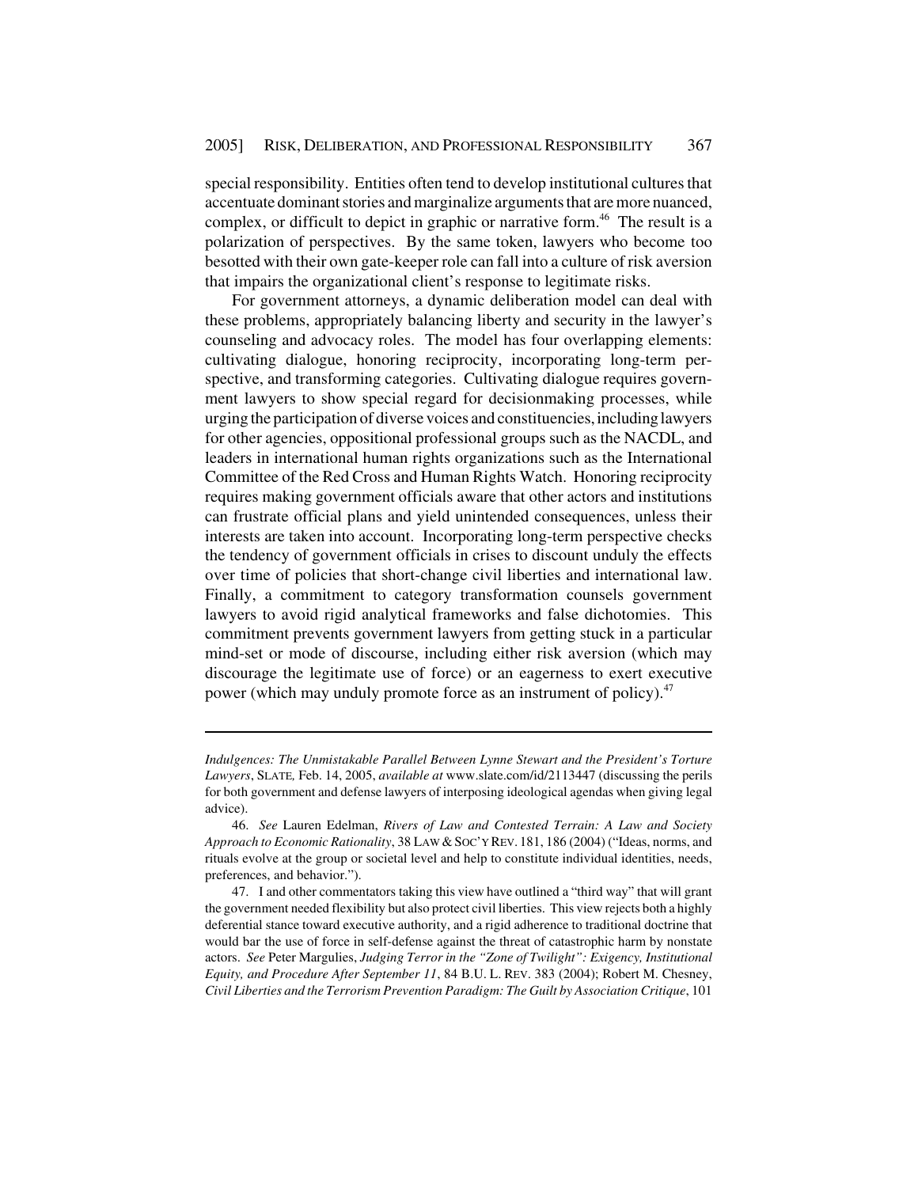special responsibility. Entities often tend to develop institutional cultures that accentuate dominant stories and marginalize arguments that are more nuanced, complex, or difficult to depict in graphic or narrative form.[46] The result is a polarization of perspectives. By the same token, lawyers who become too besotted with their own gate-keeper role can fall into a culture of risk aversion that impairs the organizational client's response to legitimate risks.

For government attorneys, a dynamic deliberation model can deal with these problems, appropriately balancing liberty and security in the lawyer's counseling and advocacy roles. The model has four overlapping elements: cultivating dialogue, honoring reciprocity, incorporating long-term perspective, and transforming categories. Cultivating dialogue requires government lawyers to show special regard for decisionmaking processes, while urging the participation of diverse voices and constituencies, including lawyers for other agencies, oppositional professional groups such as the NACDL, and leaders in international human rights organizations such as the International Committee of the Red Cross and Human Rights Watch. Honoring reciprocity requires making government officials aware that other actors and institutions can frustrate official plans and yield unintended consequences, unless their interests are taken into account. Incorporating long-term perspective checks the tendency of government officials in crises to discount unduly the effects over time of policies that short-change civil liberties and international law. Finally, a commitment to category transformation counsels government lawyers to avoid rigid analytical frameworks and false dichotomies. This commitment prevents government lawyers from getting stuck in a particular mind-set or mode of discourse, including either risk aversion (which may discourage the legitimate use of force) or an eagerness to exert executive power (which may unduly promote force as an instrument of policy).[47]

---

*Indulgences: The Unmistakable Parallel Between Lynne Stewart and the President's Torture Lawyers*, SLATE, Feb. 14, 2005, *available at* www.slate.com/id/2113447 (discussing the perils for both government and defense lawyers of interposing ideological agendas when giving legal advice).

46. *See* Lauren Edelman, *Rivers of Law and Contested Terrain: A Law and Society Approach to Economic Rationality*, 38 LAW & SOC'Y REV. 181, 186 (2004) ("Ideas, norms, and rituals evolve at the group or societal level and help to constitute individual identities, needs, preferences, and behavior.").

47. I and other commentators taking this view have outlined a "third way" that will grant the government needed flexibility but also protect civil liberties. This view rejects both a highly deferential stance toward executive authority, and a rigid adherence to traditional doctrine that would bar the use of force in self-defense against the threat of catastrophic harm by nonstate actors. *See* Peter Margulies, *Judging Terror in the "Zone of Twilight": Exigency, Institutional Equity, and Procedure After September 11*, 84 B.U. L. REV. 383 (2004); Robert M. Chesney, *Civil Liberties and the Terrorism Prevention Paradigm: The Guilt by Association Critique*, 101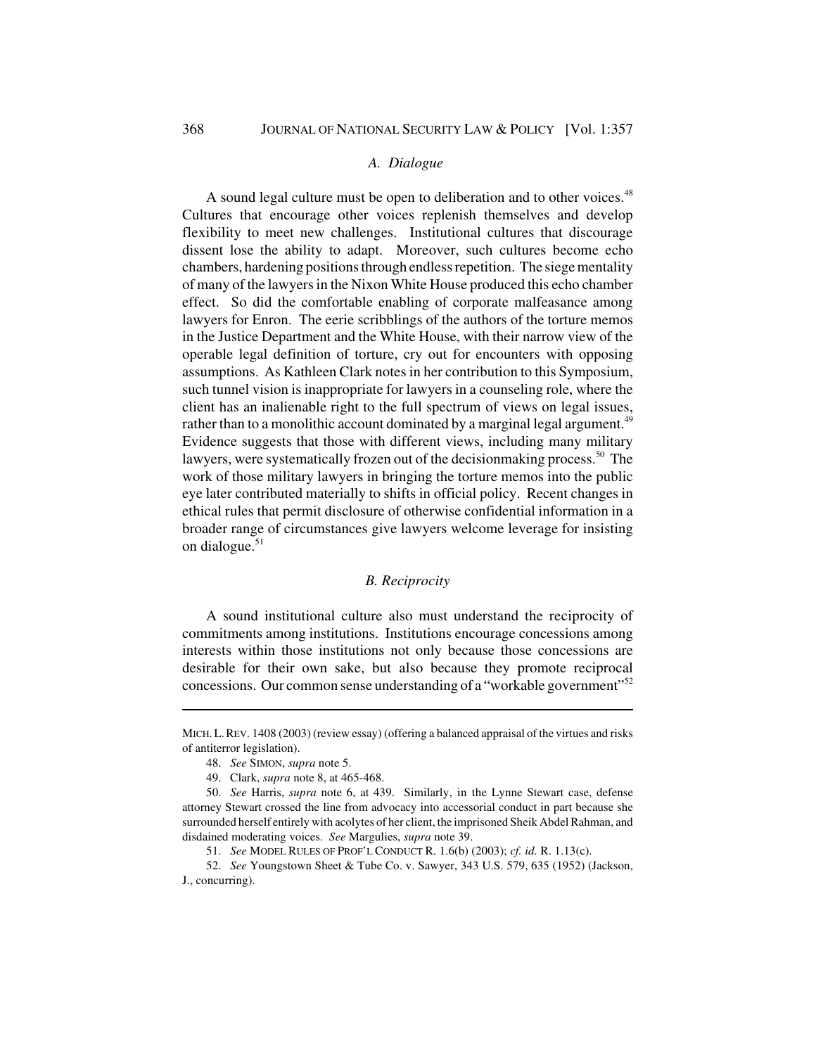### *A. Dialogue*

A sound legal culture must be open to deliberation and to other voices.[48] Cultures that encourage other voices replenish themselves and develop flexibility to meet new challenges. Institutional cultures that discourage dissent lose the ability to adapt. Moreover, such cultures become echo chambers, hardening positions through endless repetition. The siege mentality of many of the lawyers in the Nixon White House produced this echo chamber effect. So did the comfortable enabling of corporate malfeasance among lawyers for Enron. The eerie scribblings of the authors of the torture memos in the Justice Department and the White House, with their narrow view of the operable legal definition of torture, cry out for encounters with opposing assumptions. As Kathleen Clark notes in her contribution to this Symposium, such tunnel vision is inappropriate for lawyers in a counseling role, where the client has an inalienable right to the full spectrum of views on legal issues, rather than to a monolithic account dominated by a marginal legal argument.[49] Evidence suggests that those with different views, including many military lawyers, were systematically frozen out of the decisionmaking process.[50] The work of those military lawyers in bringing the torture memos into the public eye later contributed materially to shifts in official policy. Recent changes in ethical rules that permit disclosure of otherwise confidential information in a broader range of circumstances give lawyers welcome leverage for insisting on dialogue.[51]

### *B. Reciprocity*

A sound institutional culture also must understand the reciprocity of commitments among institutions. Institutions encourage concessions among interests within those institutions not only because those concessions are desirable for their own sake, but also because they promote reciprocal concessions. Our common sense understanding of a "workable government"[52]

---

MICH. L. REV. 1408 (2003) (review essay) (offering a balanced appraisal of the virtues and risks of antiterror legislation).

48. *See* SIMON, *supra* note 5.

49. Clark, *supra* note 8, at 465-468.

50. *See* Harris, *supra* note 6, at 439. Similarly, in the Lynne Stewart case, defense attorney Stewart crossed the line from advocacy into accessorial conduct in part because she surrounded herself entirely with acolytes of her client, the imprisoned Sheik Abdel Rahman, and disdained moderating voices. *See* Margulies, *supra* note 39.

51. *See* MODEL RULES OF PROF'L CONDUCT R. 1.6(b) (2003); *cf. id.* R. 1.13(c).

52. *See* Youngstown Sheet & Tube Co. v. Sawyer, 343 U.S. 579, 635 (1952) (Jackson, J., concurring).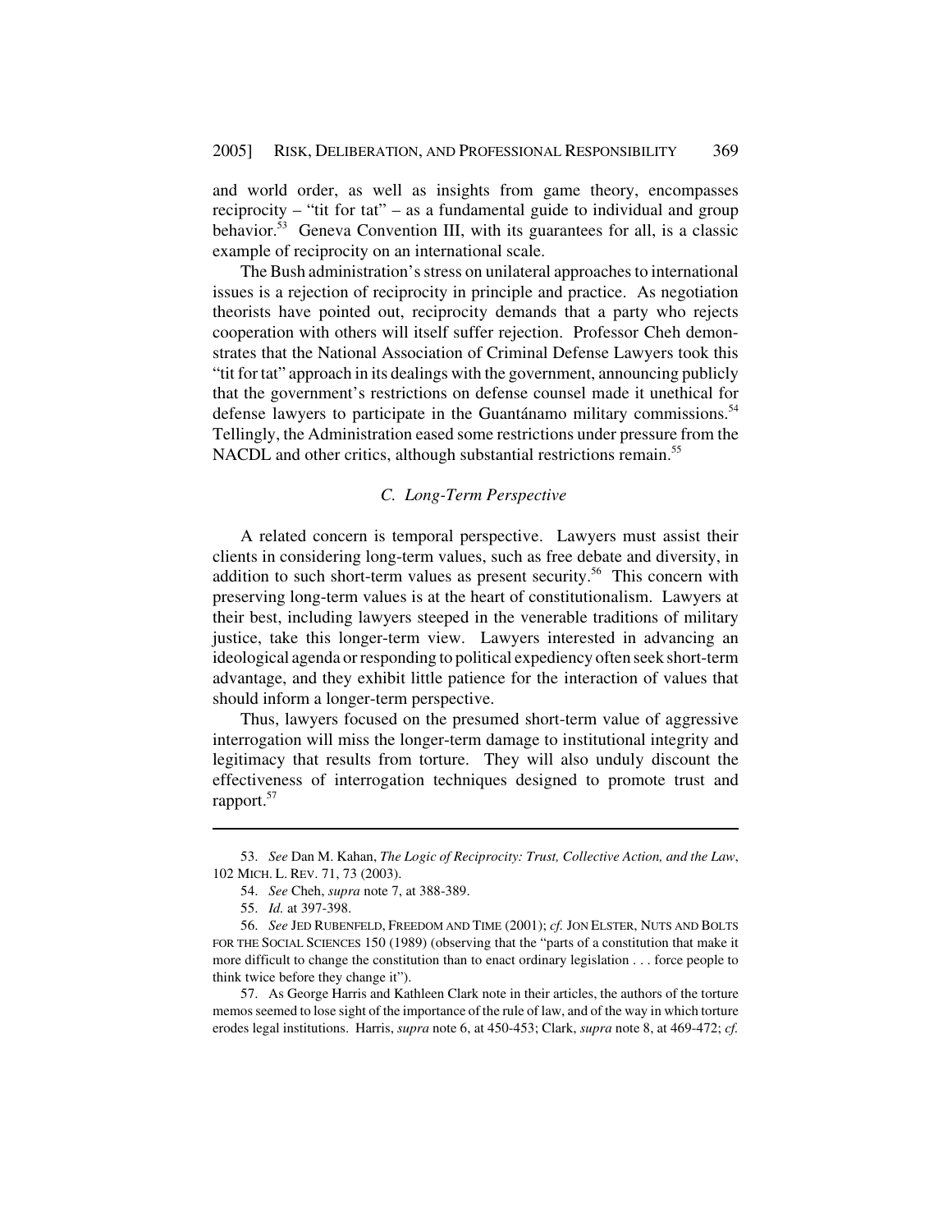and world order, as well as insights from game theory, encompasses reciprocity – "tit for tat" – as a fundamental guide to individual and group behavior.[53] Geneva Convention III, with its guarantees for all, is a classic example of reciprocity on an international scale.

The Bush administration's stress on unilateral approaches to international issues is a rejection of reciprocity in principle and practice. As negotiation theorists have pointed out, reciprocity demands that a party who rejects cooperation with others will itself suffer rejection. Professor Cheh demonstrates that the National Association of Criminal Defense Lawyers took this "tit for tat" approach in its dealings with the government, announcing publicly that the government's restrictions on defense counsel made it unethical for defense lawyers to participate in the Guantánamo military commissions.[54] Tellingly, the Administration eased some restrictions under pressure from the NACDL and other critics, although substantial restrictions remain.[55]

### *C. Long-Term Perspective*

A related concern is temporal perspective. Lawyers must assist their clients in considering long-term values, such as free debate and diversity, in addition to such short-term values as present security.[56] This concern with preserving long-term values is at the heart of constitutionalism. Lawyers at their best, including lawyers steeped in the venerable traditions of military justice, take this longer-term view. Lawyers interested in advancing an ideological agenda or responding to political expediency often seek short-term advantage, and they exhibit little patience for the interaction of values that should inform a longer-term perspective.

Thus, lawyers focused on the presumed short-term value of aggressive interrogation will miss the longer-term damage to institutional integrity and legitimacy that results from torture. They will also unduly discount the effectiveness of interrogation techniques designed to promote trust and rapport.[57]

---

53. *See* Dan M. Kahan, *The Logic of Reciprocity: Trust, Collective Action, and the Law*, 102 MICH. L. REV. 71, 73 (2003).

54. *See* Cheh, *supra* note 7, at 388-389.

55. *Id.* at 397-398.

56. *See* JED RUBENFELD, FREEDOM AND TIME (2001); *cf.* JON ELSTER, NUTS AND BOLTS FOR THE SOCIAL SCIENCES 150 (1989) (observing that the "parts of a constitution that make it more difficult to change the constitution than to enact ordinary legislation . . . force people to think twice before they change it").

57. As George Harris and Kathleen Clark note in their articles, the authors of the torture memos seemed to lose sight of the importance of the rule of law, and of the way in which torture erodes legal institutions. Harris, *supra* note 6, at 450-453; Clark, *supra* note 8, at 469-472; *cf.*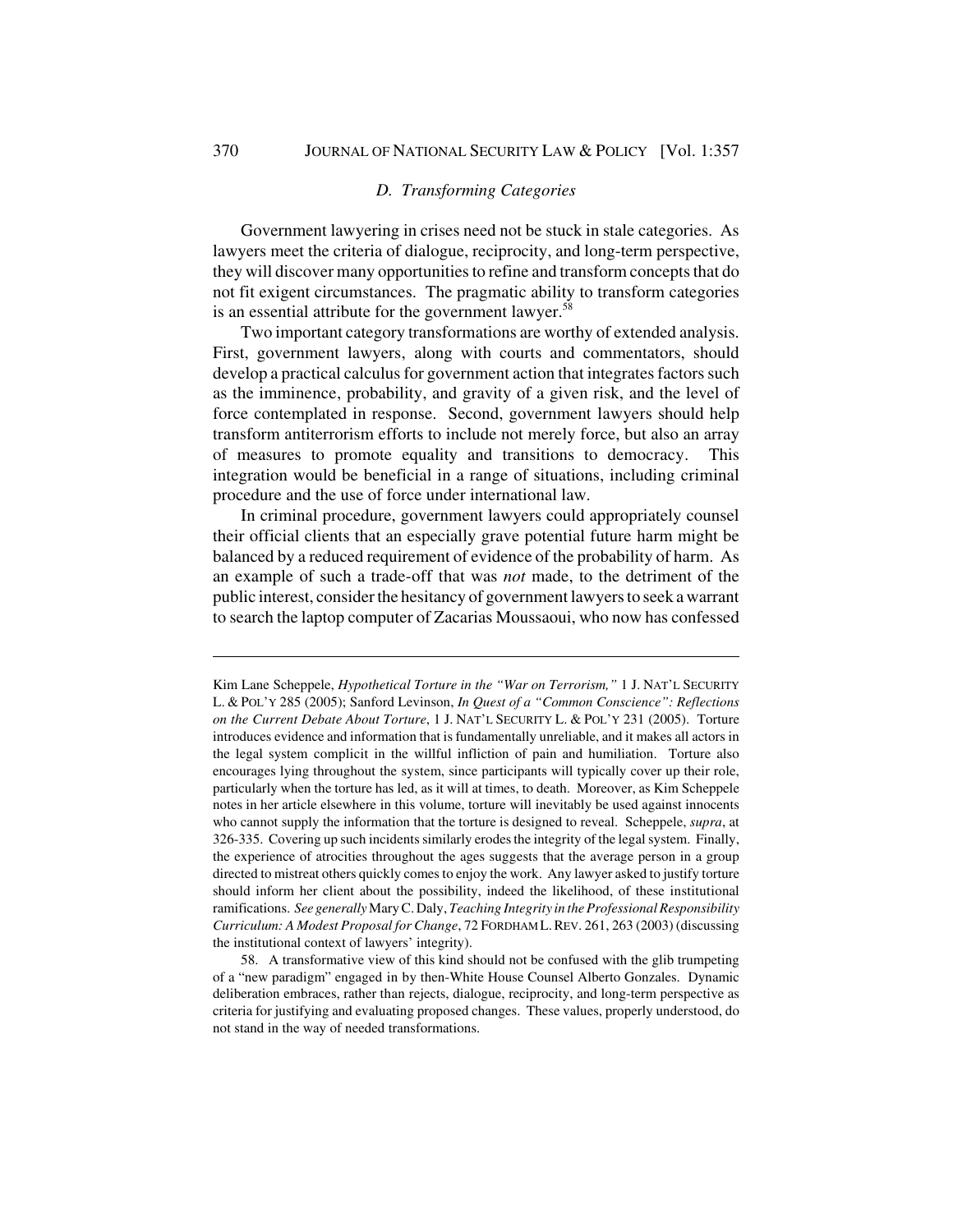### *D. Transforming Categories*

Government lawyering in crises need not be stuck in stale categories. As lawyers meet the criteria of dialogue, reciprocity, and long-term perspective, they will discover many opportunities to refine and transform concepts that do not fit exigent circumstances. The pragmatic ability to transform categories is an essential attribute for the government lawyer.[58]

Two important category transformations are worthy of extended analysis. First, government lawyers, along with courts and commentators, should develop a practical calculus for government action that integrates factors such as the imminence, probability, and gravity of a given risk, and the level of force contemplated in response. Second, government lawyers should help transform antiterrorism efforts to include not merely force, but also an array of measures to promote equality and transitions to democracy. This integration would be beneficial in a range of situations, including criminal procedure and the use of force under international law.

In criminal procedure, government lawyers could appropriately counsel their official clients that an especially grave potential future harm might be balanced by a reduced requirement of evidence of the probability of harm. As an example of such a trade-off that was *not* made, to the detriment of the public interest, consider the hesitancy of government lawyers to seek a warrant to search the laptop computer of Zacarias Moussaoui, who now has confessed

---

Kim Lane Scheppele, *Hypothetical Torture in the "War on Terrorism,"* 1 J. NAT'L SECURITY L. & POL'Y 285 (2005); Sanford Levinson, *In Quest of a "Common Conscience": Reflections on the Current Debate About Torture*, 1 J. NAT'L SECURITY L. & POL'Y 231 (2005). Torture introduces evidence and information that is fundamentally unreliable, and it makes all actors in the legal system complicit in the willful infliction of pain and humiliation. Torture also encourages lying throughout the system, since participants will typically cover up their role, particularly when the torture has led, as it will at times, to death. Moreover, as Kim Scheppele notes in her article elsewhere in this volume, torture will inevitably be used against innocents who cannot supply the information that the torture is designed to reveal. Scheppele, *supra*, at 326-335. Covering up such incidents similarly erodes the integrity of the legal system. Finally, the experience of atrocities throughout the ages suggests that the average person in a group directed to mistreat others quickly comes to enjoy the work. Any lawyer asked to justify torture should inform her client about the possibility, indeed the likelihood, of these institutional ramifications. *See generally* Mary C. Daly, *Teaching Integrity in the Professional Responsibility Curriculum: A Modest Proposal for Change*, 72 FORDHAM L. REV. 261, 263 (2003) (discussing the institutional context of lawyers' integrity).

58. A transformative view of this kind should not be confused with the glib trumpeting of a "new paradigm" engaged in by then-White House Counsel Alberto Gonzales. Dynamic deliberation embraces, rather than rejects, dialogue, reciprocity, and long-term perspective as criteria for justifying and evaluating proposed changes. These values, properly understood, do not stand in the way of needed transformations.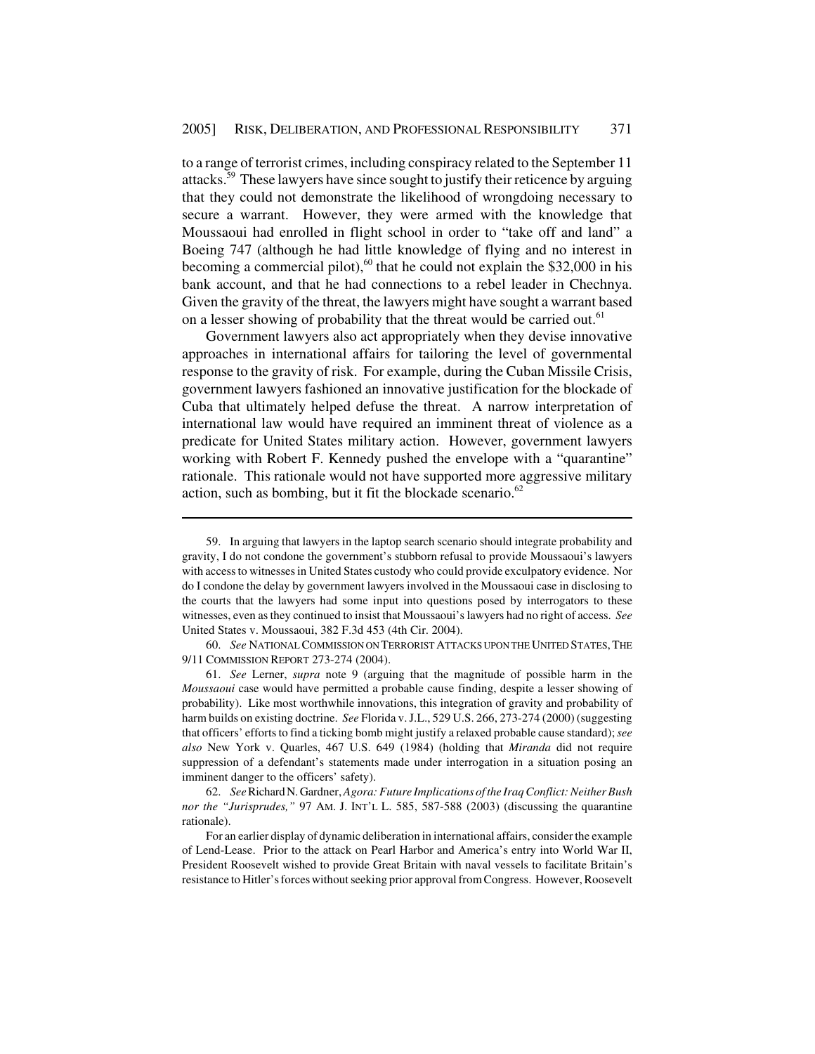to a range of terrorist crimes, including conspiracy related to the September 11 attacks.[59] These lawyers have since sought to justify their reticence by arguing that they could not demonstrate the likelihood of wrongdoing necessary to secure a warrant. However, they were armed with the knowledge that Moussaoui had enrolled in flight school in order to "take off and land" a Boeing 747 (although he had little knowledge of flying and no interest in becoming a commercial pilot),[60] that he could not explain the $32,000 in his bank account, and that he had connections to a rebel leader in Chechnya. Given the gravity of the threat, the lawyers might have sought a warrant based on a lesser showing of probability that the threat would be carried out.[61]

Government lawyers also act appropriately when they devise innovative approaches in international affairs for tailoring the level of governmental response to the gravity of risk. For example, during the Cuban Missile Crisis, government lawyers fashioned an innovative justification for the blockade of Cuba that ultimately helped defuse the threat. A narrow interpretation of international law would have required an imminent threat of violence as a predicate for United States military action. However, government lawyers working with Robert F. Kennedy pushed the envelope with a "quarantine" rationale. This rationale would not have supported more aggressive military action, such as bombing, but it fit the blockade scenario.[62]

---

59. In arguing that lawyers in the laptop search scenario should integrate probability and gravity, I do not condone the government's stubborn refusal to provide Moussaoui's lawyers with access to witnesses in United States custody who could provide exculpatory evidence. Nor do I condone the delay by government lawyers involved in the Moussaoui case in disclosing to the courts that the lawyers had some input into questions posed by interrogators to these witnesses, even as they continued to insist that Moussaoui's lawyers had no right of access. *See* United States v. Moussaoui, 382 F.3d 453 (4th Cir. 2004).

60. *See* NATIONAL COMMISSION ON TERRORIST ATTACKS UPON THE UNITED STATES, THE 9/11 COMMISSION REPORT 273-274 (2004).

61. *See* Lerner, *supra* note 9 (arguing that the magnitude of possible harm in the *Moussaoui* case would have permitted a probable cause finding, despite a lesser showing of probability). Like most worthwhile innovations, this integration of gravity and probability of harm builds on existing doctrine. *See* Florida v. J.L., 529 U.S. 266, 273-274 (2000) (suggesting that officers' efforts to find a ticking bomb might justify a relaxed probable cause standard); *see also* New York v. Quarles, 467 U.S. 649 (1984) (holding that *Miranda* did not require suppression of a defendant's statements made under interrogation in a situation posing an imminent danger to the officers' safety).

62. *See* Richard N. Gardner, *Agora: Future Implications of the Iraq Conflict: Neither Bush nor the "Jurisprudes,"* 97 AM. J. INT'L L. 585, 587-588 (2003) (discussing the quarantine rationale).

For an earlier display of dynamic deliberation in international affairs, consider the example of Lend-Lease. Prior to the attack on Pearl Harbor and America's entry into World War II, President Roosevelt wished to provide Great Britain with naval vessels to facilitate Britain's resistance to Hitler's forces without seeking prior approval from Congress. However, Roosevelt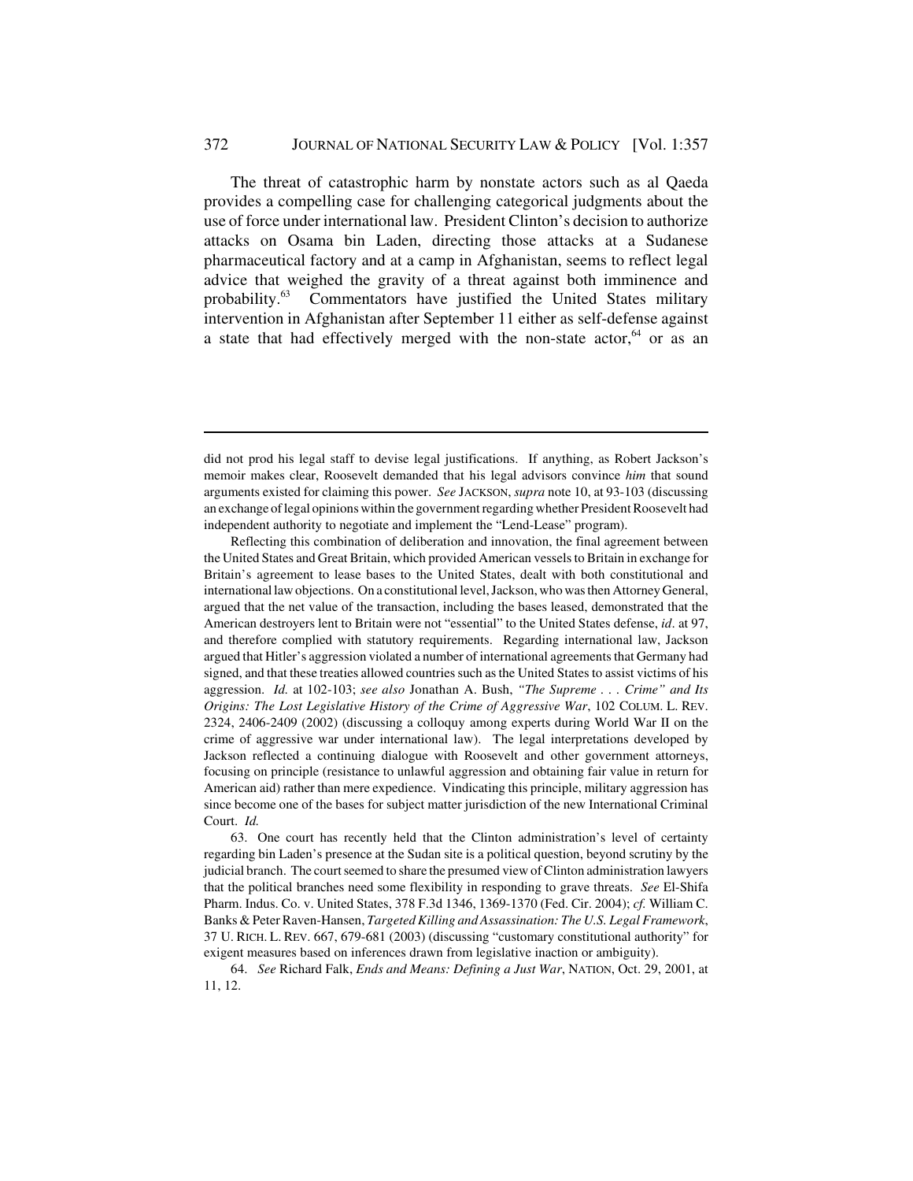The threat of catastrophic harm by nonstate actors such as al Qaeda provides a compelling case for challenging categorical judgments about the use of force under international law. President Clinton's decision to authorize attacks on Osama bin Laden, directing those attacks at a Sudanese pharmaceutical factory and at a camp in Afghanistan, seems to reflect legal advice that weighed the gravity of a threat against both imminence and probability.[63] Commentators have justified the United States military intervention in Afghanistan after September 11 either as self-defense against a state that had effectively merged with the non-state actor,[64] or as an

---

did not prod his legal staff to devise legal justifications. If anything, as Robert Jackson's memoir makes clear, Roosevelt demanded that his legal advisors convince *him* that sound arguments existed for claiming this power. *See* JACKSON, *supra* note 10, at 93-103 (discussing an exchange of legal opinions within the government regarding whether President Roosevelt had independent authority to negotiate and implement the "Lend-Lease" program).

Reflecting this combination of deliberation and innovation, the final agreement between the United States and Great Britain, which provided American vessels to Britain in exchange for Britain's agreement to lease bases to the United States, dealt with both constitutional and international law objections. On a constitutional level, Jackson, who was then Attorney General, argued that the net value of the transaction, including the bases leased, demonstrated that the American destroyers lent to Britain were not "essential" to the United States defense, *id*. at 97, and therefore complied with statutory requirements. Regarding international law, Jackson argued that Hitler's aggression violated a number of international agreements that Germany had signed, and that these treaties allowed countries such as the United States to assist victims of his aggression. *Id.* at 102-103; *see also* Jonathan A. Bush, *"The Supreme . . . Crime" and Its Origins: The Lost Legislative History of the Crime of Aggressive War*, 102 COLUM. L. REV. 2324, 2406-2409 (2002) (discussing a colloquy among experts during World War II on the crime of aggressive war under international law). The legal interpretations developed by Jackson reflected a continuing dialogue with Roosevelt and other government attorneys, focusing on principle (resistance to unlawful aggression and obtaining fair value in return for American aid) rather than mere expedience. Vindicating this principle, military aggression has since become one of the bases for subject matter jurisdiction of the new International Criminal Court. *Id.*

63. One court has recently held that the Clinton administration's level of certainty regarding bin Laden's presence at the Sudan site is a political question, beyond scrutiny by the judicial branch. The court seemed to share the presumed view of Clinton administration lawyers that the political branches need some flexibility in responding to grave threats. *See* El-Shifa Pharm. Indus. Co. v. United States, 378 F.3d 1346, 1369-1370 (Fed. Cir. 2004); *cf.* William C. Banks & Peter Raven-Hansen, *Targeted Killing and Assassination: The U.S. Legal Framework*, 37 U. RICH. L. REV. 667, 679-681 (2003) (discussing "customary constitutional authority" for exigent measures based on inferences drawn from legislative inaction or ambiguity).

64. *See* Richard Falk, *Ends and Means: Defining a Just War*, NATION, Oct. 29, 2001, at 11, 12.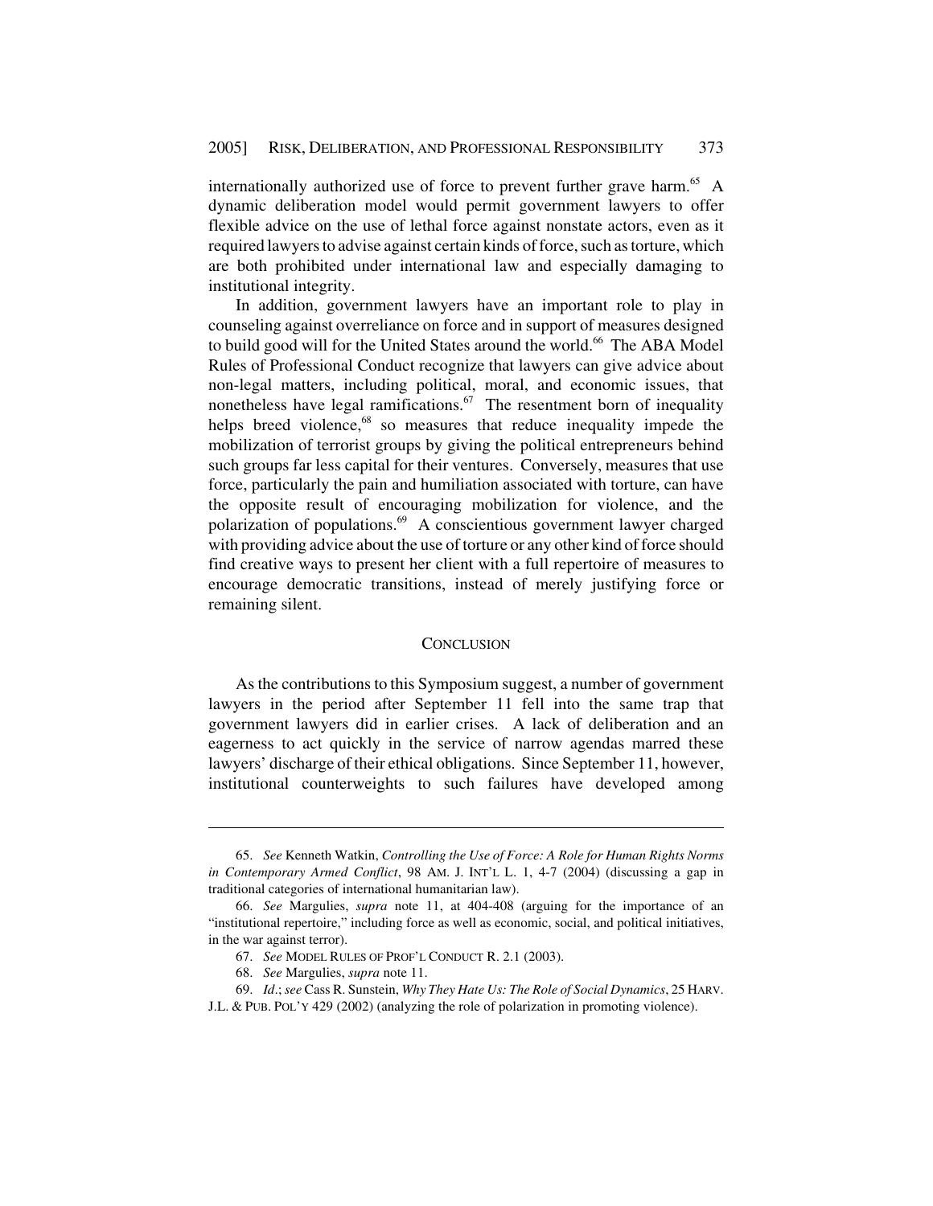internationally authorized use of force to prevent further grave harm.[65] A dynamic deliberation model would permit government lawyers to offer flexible advice on the use of lethal force against nonstate actors, even as it required lawyers to advise against certain kinds of force, such as torture, which are both prohibited under international law and especially damaging to institutional integrity.

In addition, government lawyers have an important role to play in counseling against overreliance on force and in support of measures designed to build good will for the United States around the world.[66] The ABA Model Rules of Professional Conduct recognize that lawyers can give advice about non-legal matters, including political, moral, and economic issues, that nonetheless have legal ramifications.[67] The resentment born of inequality helps breed violence,[68] so measures that reduce inequality impede the mobilization of terrorist groups by giving the political entrepreneurs behind such groups far less capital for their ventures. Conversely, measures that use force, particularly the pain and humiliation associated with torture, can have the opposite result of encouraging mobilization for violence, and the polarization of populations.[69] A conscientious government lawyer charged with providing advice about the use of torture or any other kind of force should find creative ways to present her client with a full repertoire of measures to encourage democratic transitions, instead of merely justifying force or remaining silent.

## CONCLUSION

As the contributions to this Symposium suggest, a number of government lawyers in the period after September 11 fell into the same trap that government lawyers did in earlier crises. A lack of deliberation and an eagerness to act quickly in the service of narrow agendas marred these lawyers' discharge of their ethical obligations. Since September 11, however, institutional counterweights to such failures have developed among

---

65. *See* Kenneth Watkin, *Controlling the Use of Force: A Role for Human Rights Norms in Contemporary Armed Conflict*, 98 AM. J. INT'L L. 1, 4-7 (2004) (discussing a gap in traditional categories of international humanitarian law).

66. *See* Margulies, *supra* note 11, at 404-408 (arguing for the importance of an "institutional repertoire," including force as well as economic, social, and political initiatives, in the war against terror).

67. *See* MODEL RULES OF PROF'L CONDUCT R. 2.1 (2003).

68. *See* Margulies, *supra* note 11.

69. *Id.*; *see* Cass R. Sunstein, *Why They Hate Us: The Role of Social Dynamics*, 25 HARV. J.L. & PUB. POL'Y 429 (2002) (analyzing the role of polarization in promoting violence).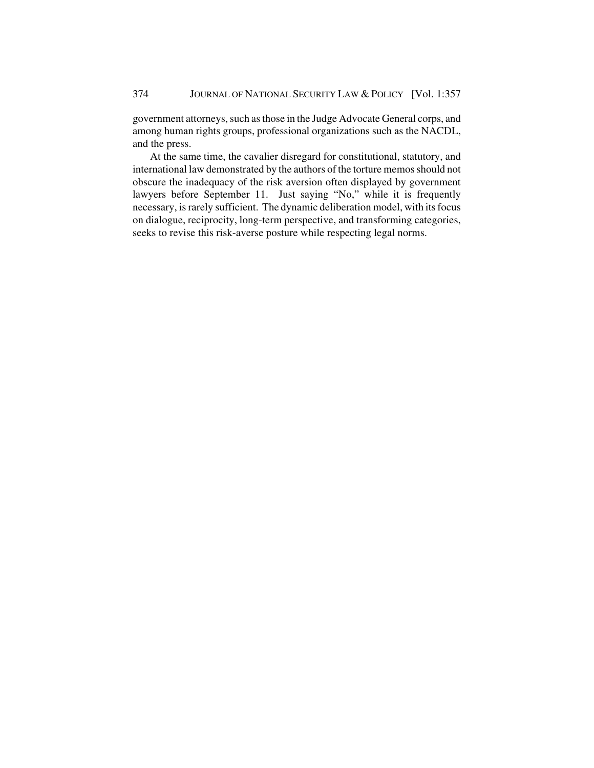government attorneys, such as those in the Judge Advocate General corps, and among human rights groups, professional organizations such as the NACDL, and the press.

At the same time, the cavalier disregard for constitutional, statutory, and international law demonstrated by the authors of the torture memos should not obscure the inadequacy of the risk aversion often displayed by government lawyers before September 11. Just saying "No," while it is frequently necessary, is rarely sufficient. The dynamic deliberation model, with its focus on dialogue, reciprocity, long-term perspective, and transforming categories, seeks to revise this risk-averse posture while respecting legal norms.